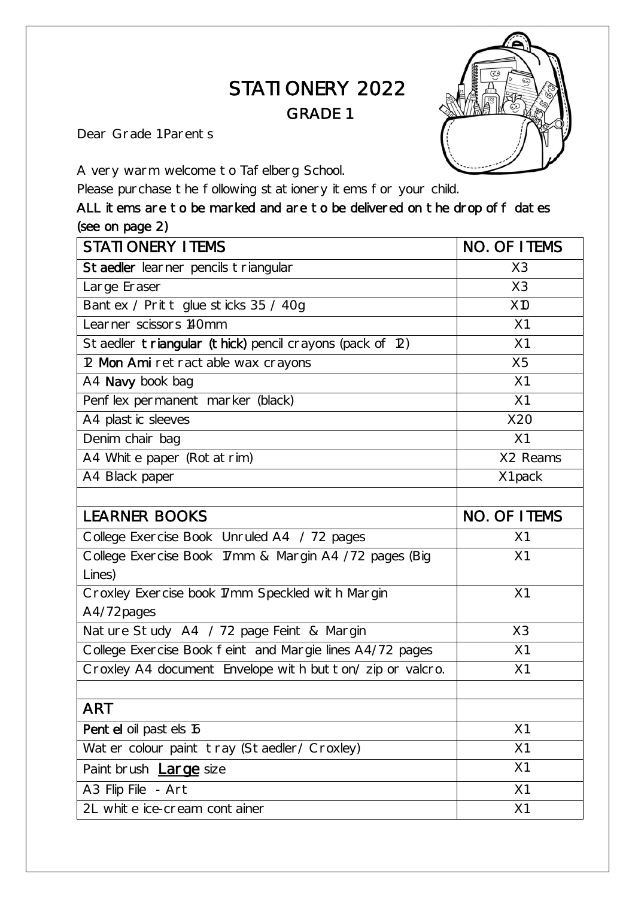# STATIONERY 2022

## GRADE 1

Dear Grade 1 Parents

A very warm welcome to Tafelberg School.

Please purchase the following stationery items for your child.

**ALL items are to be marked and are to be delivered on the drop off dates (see on page 2)**

| STATIONERY ITEMS | NO. OF ITEMS |
|---|---|
| **Staedler** learner pencils triangular | X3 |
| Large Eraser | X3 |
| Bantex / Pritt glue sticks 35 / 40g | X10 |
| Learner scissors 140mm | X1 |
| Staedler **triangular (thick)** pencil crayons (pack of 12) | X1 |
| 12 **Mon Ami** retractable wax crayons | X5 |
| A4 **Navy** book bag | X1 |
| Penflex permanent marker (black) | X1 |
| A4 plastic sleeves | X20 |
| Denim chair bag | X1 |
| A4 White paper (Rotatrim) | X2 Reams |
| A4 Black paper | X1 pack |
| | |
| **LEARNER BOOKS** | **NO. OF ITEMS** |
| College Exercise Book Unruled A4 / 72 pages | X1 |
| College Exercise Book 17mm & Margin A4 /72 pages (Big Lines) | X1 |
| Croxley Exercise book 17mm Speckled with Margin A4/72pages | X1 |
| Nature Study A4 / 72 page Feint & Margin | X3 |
| College Exercise Book feint and Margie lines A4/72 pages | X1 |
| Croxley A4 document Envelope with button/ zip or valcro. | X1 |
| | |
| **ART** | |
| **Pentel** oil pastels 16 | X1 |
| Water colour paint tray (Staedler/ Croxley) | X1 |
| Paint brush <u>Large</u> size | X1 |
| A3 Flip File - Art | X1 |
| 2L white ice-cream container | X1 |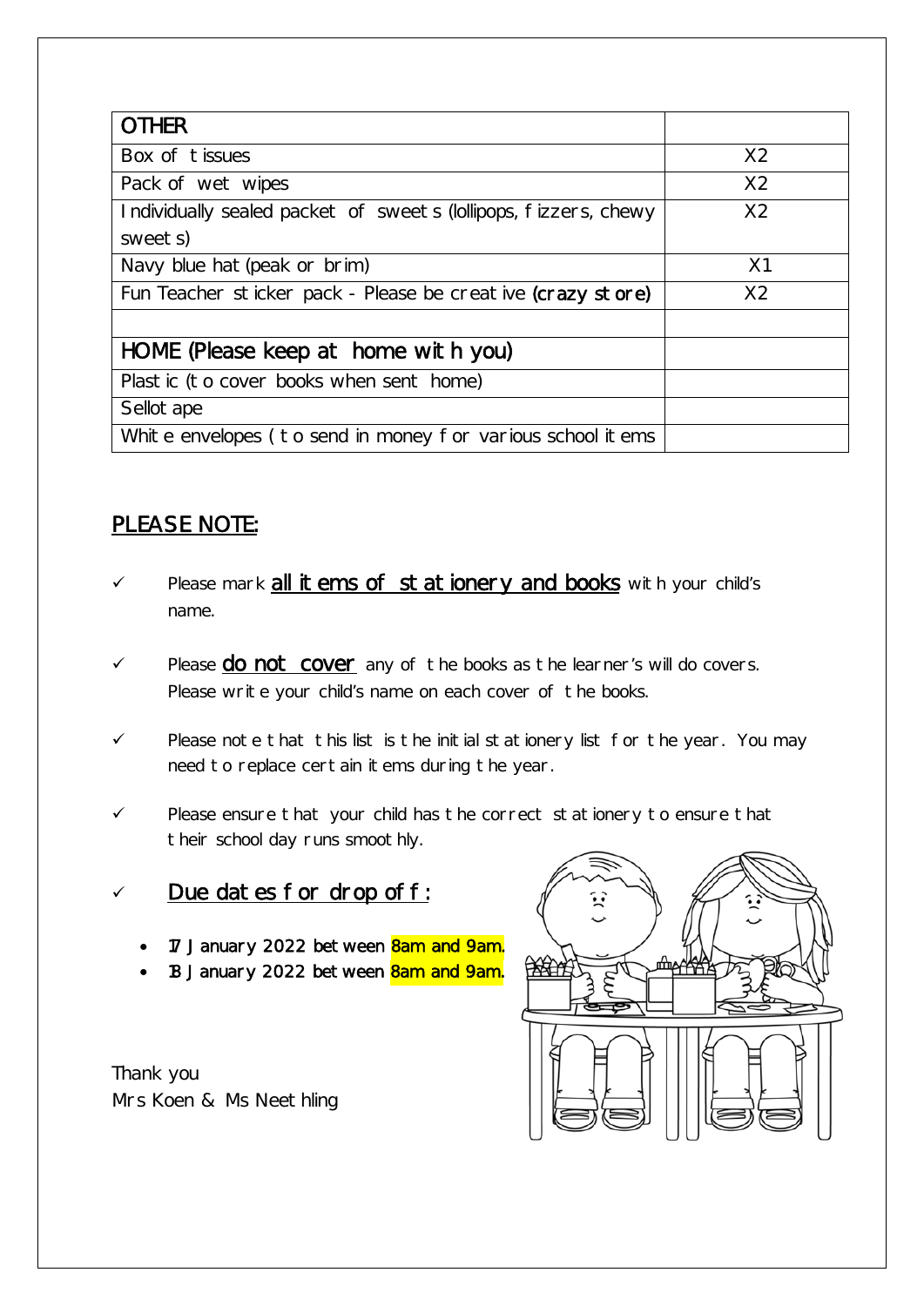| OTHER | |
|---|---|
| Box of tissues | X2 |
| Pack of wet wipes | X2 |
| Individually sealed packet of sweets (lollipops, fizzers, chewy sweets) | X2 |
| Navy blue hat (peak or brim) | X1 |
| Fun Teacher sticker pack - Please be creative (crazy store) | X2 |
| | |
| HOME (Please keep at home with you) | |
| Plastic (to cover books when sent home) | |
| Sellotape | |
| White envelopes ( to send in money for various school items | |

## PLEASE NOTE:

- ✓ Please mark **all items of stationery and books** with your child's name.
- ✓ Please **do not cover** any of the books as the learner's will do covers. Please write your child's name on each cover of the books.
- ✓ Please note that this list is the initial stationery list for the year. You may need to replace certain items during the year.
- ✓ Please ensure that your child has the correct stationery to ensure that their school day runs smoothly.
- ✓ **Due dates for drop off:**
  - 17 January 2022 between 8am and 9am.
  - 18 January 2022 between 8am and 9am.

Thank you
Mrs Koen & Ms Neethling